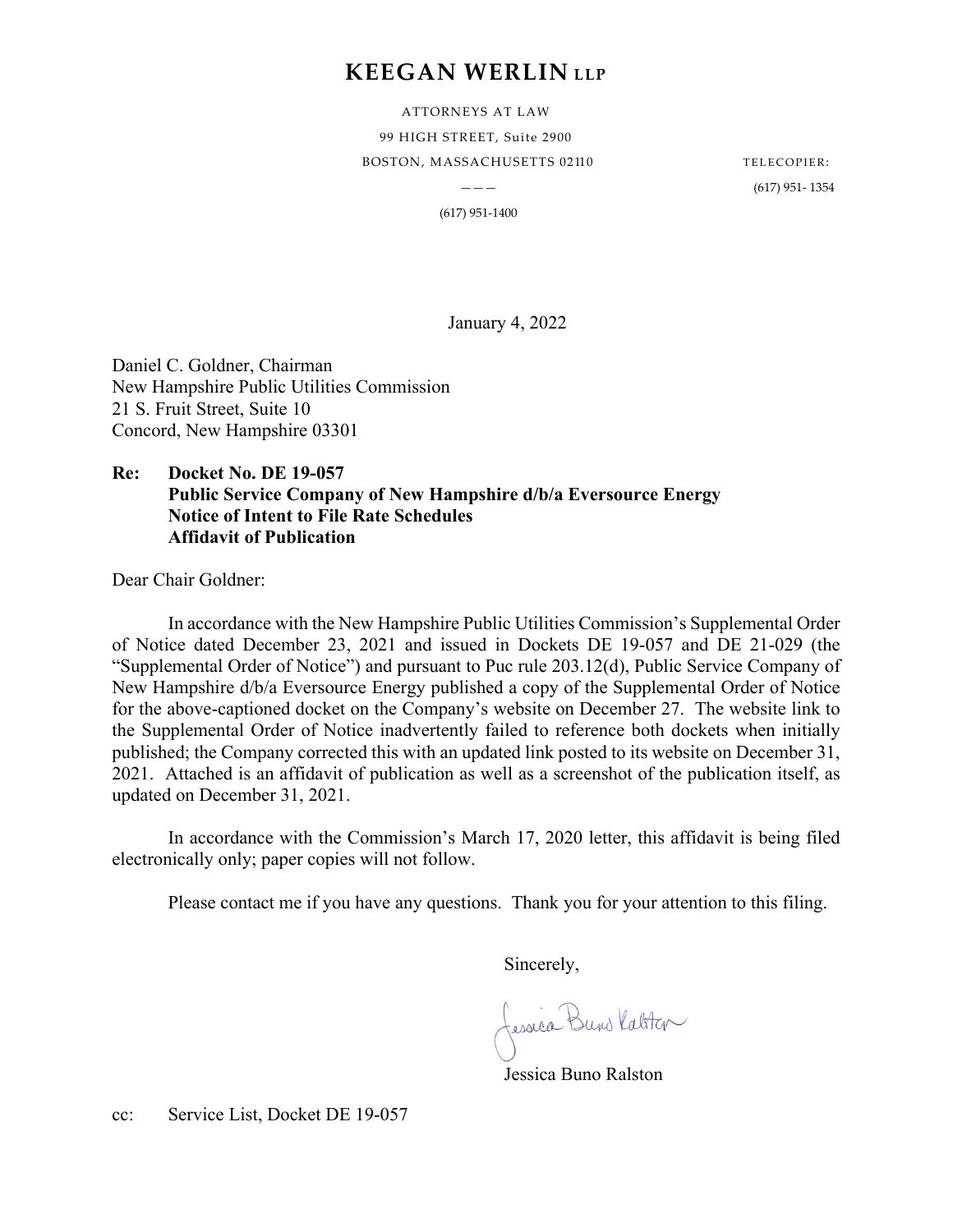# KEEGAN WERLIN LLP

ATTORNEYS AT LAW
99 HIGH STREET, Suite 2900
BOSTON, MASSACHUSETTS 02110

———

(617) 951-1400

TELECOPIER:
(617) 951- 1354

January 4, 2022

Daniel C. Goldner, Chairman
New Hampshire Public Utilities Commission
21 S. Fruit Street, Suite 10
Concord, New Hampshire 03301

**Re: Docket No. DE 19-057**
**Public Service Company of New Hampshire d/b/a Eversource Energy**
**Notice of Intent to File Rate Schedules**
**Affidavit of Publication**

Dear Chair Goldner:

In accordance with the New Hampshire Public Utilities Commission's Supplemental Order of Notice dated December 23, 2021 and issued in Dockets DE 19-057 and DE 21-029 (the "Supplemental Order of Notice") and pursuant to Puc rule 203.12(d), Public Service Company of New Hampshire d/b/a Eversource Energy published a copy of the Supplemental Order of Notice for the above-captioned docket on the Company's website on December 27. The website link to the Supplemental Order of Notice inadvertently failed to reference both dockets when initially published; the Company corrected this with an updated link posted to its website on December 31, 2021. Attached is an affidavit of publication as well as a screenshot of the publication itself, as updated on December 31, 2021.

In accordance with the Commission's March 17, 2020 letter, this affidavit is being filed electronically only; paper copies will not follow.

Please contact me if you have any questions. Thank you for your attention to this filing.

Sincerely,

Jessica Buno Ralston

cc: Service List, Docket DE 19-057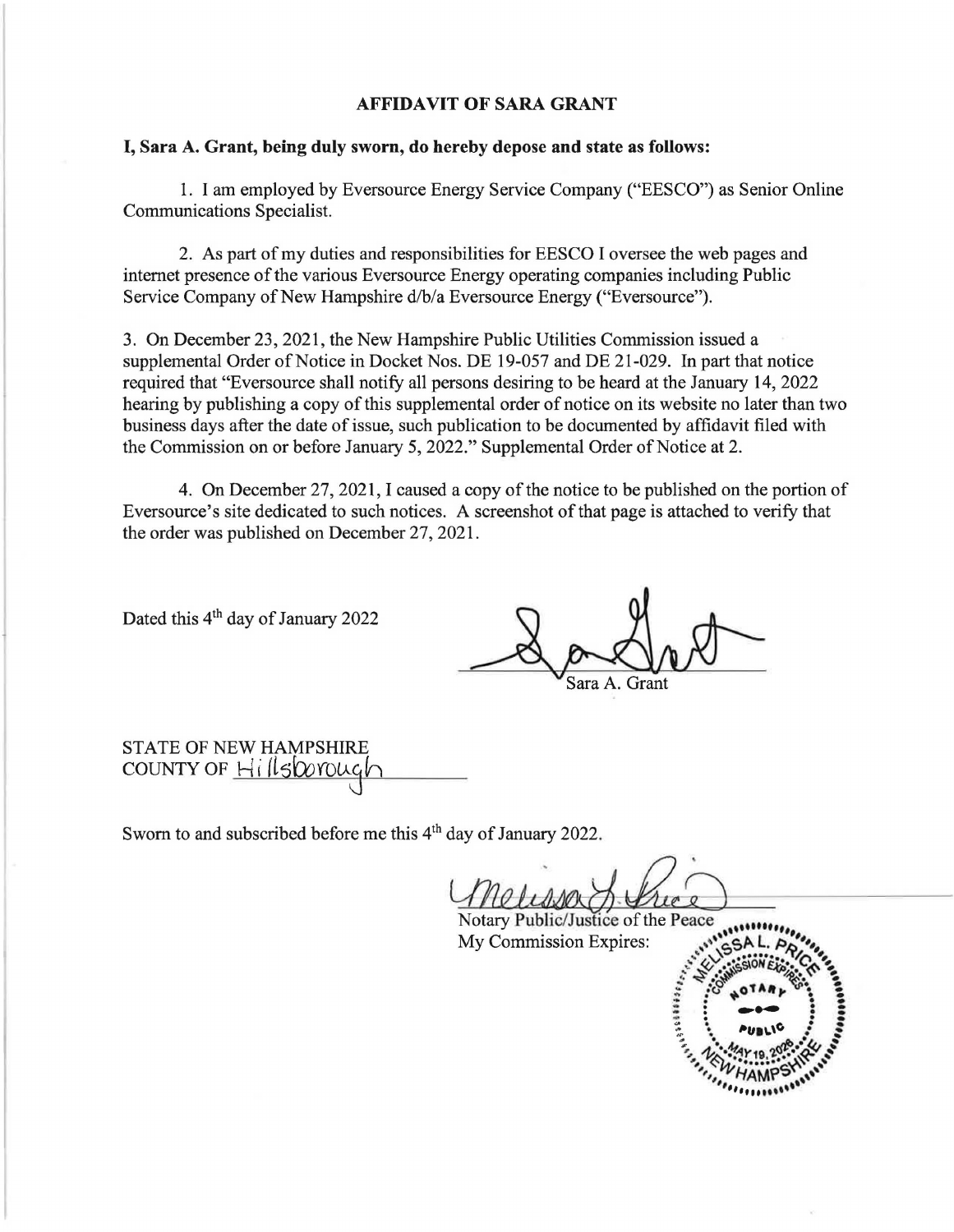# AFFIDAVIT OF SARA GRANT

**I, Sara A. Grant, being duly sworn, do hereby depose and state as follows:**

1. I am employed by Eversource Energy Service Company ("EESCO") as Senior Online Communications Specialist.

2. As part of my duties and responsibilities for EESCO I oversee the web pages and internet presence of the various Eversource Energy operating companies including Public Service Company of New Hampshire d/b/a Eversource Energy ("Eversource").

3. On December 23, 2021, the New Hampshire Public Utilities Commission issued a supplemental Order of Notice in Docket Nos. DE 19-057 and DE 21-029. In part that notice required that "Eversource shall notify all persons desiring to be heard at the January 14, 2022 hearing by publishing a copy of this supplemental order of notice on its website no later than two business days after the date of issue, such publication to be documented by affidavit filed with the Commission on or before January 5, 2022." Supplemental Order of Notice at 2.

4. On December 27, 2021, I caused a copy of the notice to be published on the portion of Eversource's site dedicated to such notices. A screenshot of that page is attached to verify that the order was published on December 27, 2021.

Dated this 4th day of January 2022

Sara A. Grant

STATE OF NEW HAMPSHIRE
COUNTY OF Hillsborough

Sworn to and subscribed before me this 4th day of January 2022.

Notary Public/Justice of the Peace
My Commission Expires:

MELISSA L. PRICE
NOTARY PUBLIC
COMMISSION EXPIRES MAY 19, 2026
NEW HAMPSHIRE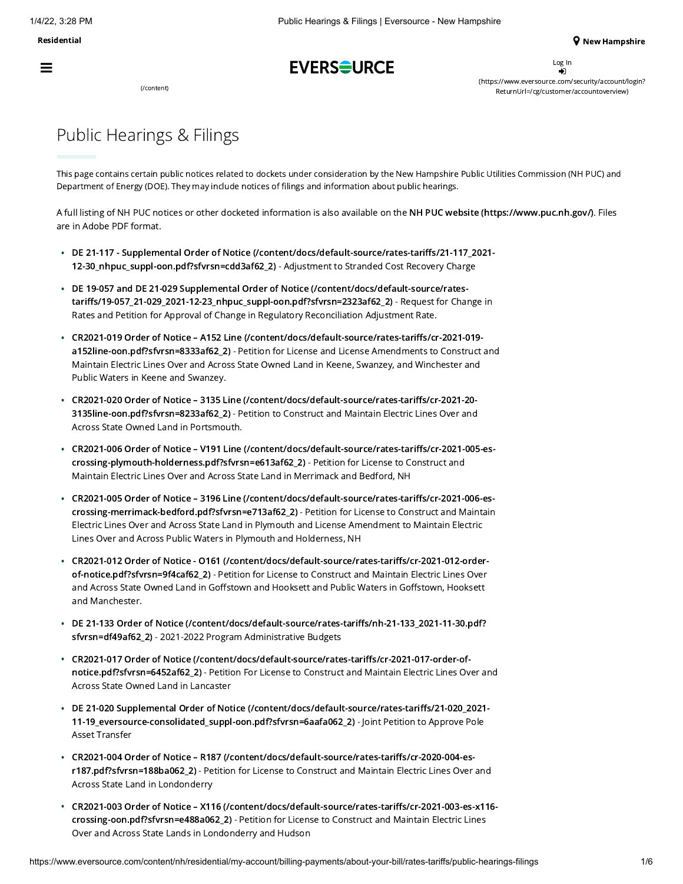Residential

New Hampshire

EVERSOURCE

Log In
(https://www.eversource.com/security/account/login?ReturnUrl=/cg/customer/accountoverview)

(/content)

# Public Hearings & Filings

This page contains certain public notices related to dockets under consideration by the New Hampshire Public Utilities Commission (NH PUC) and Department of Energy (DOE). They may include notices of filings and information about public hearings.

A full listing of NH PUC notices or other docketed information is also available on the **NH PUC website (https://www.puc.nh.gov/)**. Files are in Adobe PDF format.

- **DE 21-117 - Supplemental Order of Notice (/content/docs/default-source/rates-tariffs/21-117_2021-12-30_nhpuc_suppl-oon.pdf?sfvrsn=cdd3af62_2)** - Adjustment to Stranded Cost Recovery Charge
- **DE 19-057 and DE 21-029 Supplemental Order of Notice (/content/docs/default-source/rates-tariffs/19-057_21-029_2021-12-23_nhpuc_suppl-oon.pdf?sfvrsn=2323af62_2)** - Request for Change in Rates and Petition for Approval of Change in Regulatory Reconciliation Adjustment Rate.
- **CR2021-019 Order of Notice – A152 Line (/content/docs/default-source/rates-tariffs/cr-2021-019-a152line-oon.pdf?sfvrsn=8333af62_2)** - Petition for License and License Amendments to Construct and Maintain Electric Lines Over and Across State Owned Land in Keene, Swanzey, and Winchester and Public Waters in Keene and Swanzey.
- **CR2021-020 Order of Notice – 3135 Line (/content/docs/default-source/rates-tariffs/cr-2021-20-3135line-oon.pdf?sfvrsn=8233af62_2)** - Petition to Construct and Maintain Electric Lines Over and Across State Owned Land in Portsmouth.
- **CR2021-006 Order of Notice – V191 Line (/content/docs/default-source/rates-tariffs/cr-2021-005-es-crossing-plymouth-holderness.pdf?sfvrsn=e613af62_2)** - Petition for License to Construct and Maintain Electric Lines Over and Across State Land in Merrimack and Bedford, NH
- **CR2021-005 Order of Notice – 3196 Line (/content/docs/default-source/rates-tariffs/cr-2021-006-es-crossing-merrimack-bedford.pdf?sfvrsn=e713af62_2)** - Petition for License to Construct and Maintain Electric Lines Over and Across State Land in Plymouth and License Amendment to Maintain Electric Lines Over and Across Public Waters in Plymouth and Holderness, NH
- **CR2021-012 Order of Notice - O161 (/content/docs/default-source/rates-tariffs/cr-2021-012-order-of-notice.pdf?sfvrsn=9f4caf62_2)** - Petition for License to Construct and Maintain Electric Lines Over and Across State Owned Land in Goffstown and Hooksett and Public Waters in Goffstown, Hooksett and Manchester.
- **DE 21-133 Order of Notice (/content/docs/default-source/rates-tariffs/nh-21-133_2021-11-30.pdf?sfvrsn=df49af62_2)** - 2021-2022 Program Administrative Budgets
- **CR2021-017 Order of Notice (/content/docs/default-source/rates-tariffs/cr-2021-017-order-of-notice.pdf?sfvrsn=6452af62_2)** - Petition For License to Construct and Maintain Electric Lines Over and Across State Owned Land in Lancaster
- **DE 21-020 Supplemental Order of Notice (/content/docs/default-source/rates-tariffs/21-020_2021-11-19_eversource-consolidated_suppl-oon.pdf?sfvrsn=6aafa062_2)** - Joint Petition to Approve Pole Asset Transfer
- **CR2021-004 Order of Notice – R187 (/content/docs/default-source/rates-tariffs/cr-2020-004-es-r187.pdf?sfvrsn=188ba062_2)** - Petition for License to Construct and Maintain Electric Lines Over and Across State Land in Londonderry
- **CR2021-003 Order of Notice – X116 (/content/docs/default-source/rates-tariffs/cr-2021-003-es-x116-crossing-oon.pdf?sfvrsn=e488a062_2)** - Petition for License to Construct and Maintain Electric Lines Over and Across State Lands in Londonderry and Hudson